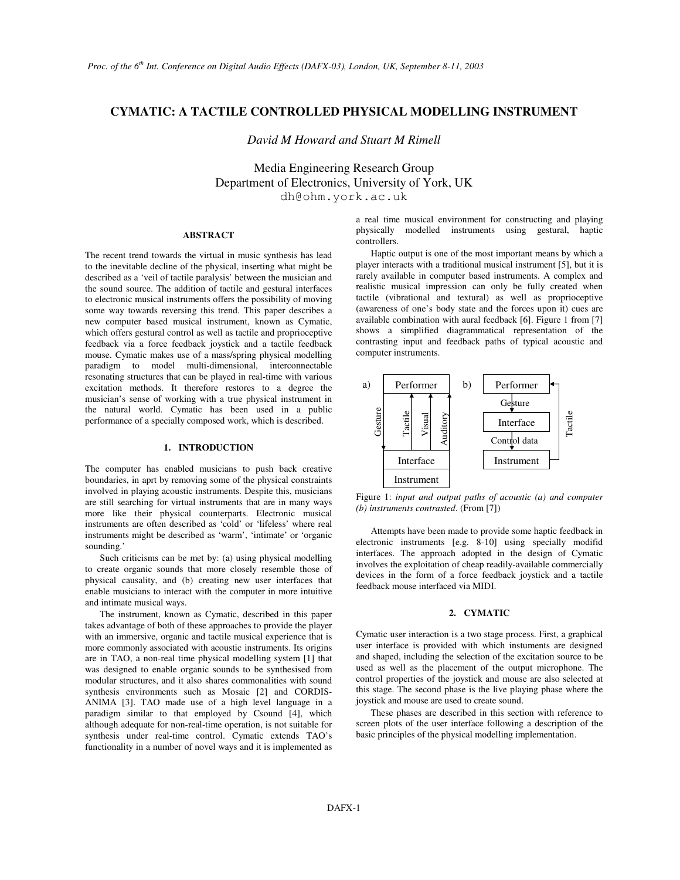# CYMATIC: A TACTILE CONTROLLED PHYSICAL MODELLING INSTRUMENT

*David M Howard and Stuart M Rimell*

Media Engineering Research Group
Department of Electronics, University of York, UK
dh@ohm.york.ac.uk

## ABSTRACT

The recent trend towards the virtual in music synthesis has lead to the inevitable decline of the physical, inserting what might be described as a 'veil of tactile paralysis' between the musician and the sound source. The addition of tactile and gestural interfaces to electronic musical instruments offers the possibility of moving some way towards reversing this trend. This paper describes a new computer based musical instrument, known as Cymatic, which offers gestural control as well as tactile and proprioceptive feedback via a force feedback joystick and a tactile feedback mouse. Cymatic makes use of a mass/spring physical modelling paradigm to model multi-dimensional, interconnectable resonating structures that can be played in real-time with various excitation methods. It therefore restores to a degree the musician's sense of working with a true physical instrument in the natural world. Cymatic has been used in a public performance of a specially composed work, which is described.

## 1. INTRODUCTION

The computer has enabled musicians to push back creative boundaries, in aprt by removing some of the physical constraints involved in playing acoustic instruments. Despite this, musicians are still searching for virtual instruments that are in many ways more like their physical counterparts. Electronic musical instruments are often described as 'cold' or 'lifeless' where real instruments might be described as 'warm', 'intimate' or 'organic sounding.'

Such criticisms can be met by: (a) using physical modelling to create organic sounds that more closely resemble those of physical causality, and (b) creating new user interfaces that enable musicians to interact with the computer in more intuitive and intimate musical ways.

The instrument, known as Cymatic, described in this paper takes advantage of both of these approaches to provide the player with an immersive, organic and tactile musical experience that is more commonly associated with acoustic instruments. Its origins are in TAO, a non-real time physical modelling system [1] that was designed to enable organic sounds to be synthesised from modular structures, and it also shares commonalities with sound synthesis environments such as Mosaic [2] and CORDIS-ANIMA [3]. TAO made use of a high level language in a paradigm similar to that employed by Csound [4], which although adequate for non-real-time operation, is not suitable for synthesis under real-time control. Cymatic extends TAO's functionality in a number of novel ways and it is implemented as a real time musical environment for constructing and playing physically modelled instruments using gestural, haptic controllers.

Haptic output is one of the most important means by which a player interacts with a traditional musical instrument [5], but it is rarely available in computer based instruments. A complex and realistic musical impression can only be fully created when tactile (vibrational and textural) as well as proprioceptive (awareness of one's body state and the forces upon it) cues are available combination with aural feedback [6]. Figure 1 from [7] shows a simplified diagrammatical representation of the contrasting input and feedback paths of typical acoustic and computer instruments.

Figure 1: *input and output paths of acoustic (a) and computer (b) instruments contrasted*. (From [7])

Attempts have been made to provide some haptic feedback in electronic instruments [e.g. 8-10] using specially modifid interfaces. The approach adopted in the design of Cymatic involves the exploitation of cheap readily-available commercially devices in the form of a force feedback joystick and a tactile feedback mouse interfaced via MIDI.

## 2. CYMATIC

Cymatic user interaction is a two stage process. First, a graphical user interface is provided with which instuments are designed and shaped, including the selection of the excitation source to be used as well as the placement of the output microphone. The control properties of the joystick and mouse are also selected at this stage. The second phase is the live playing phase where the joystick and mouse are used to create sound.

These phases are described in this section with reference to screen plots of the user interface following a description of the basic principles of the physical modelling implementation.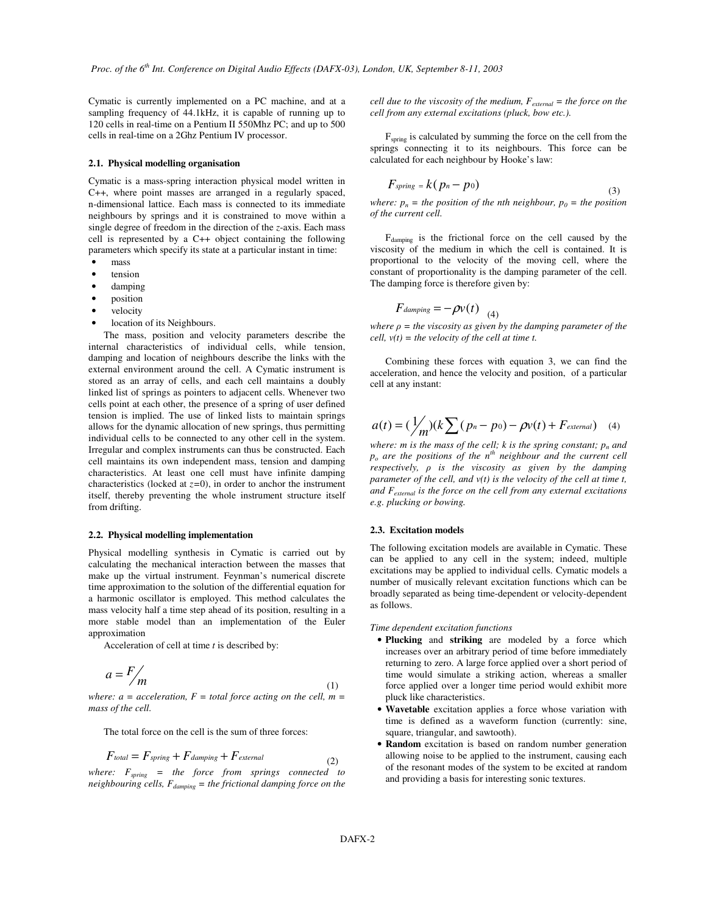Cymatic is currently implemented on a PC machine, and at a sampling frequency of 44.1kHz, it is capable of running up to 120 cells in real-time on a Pentium II 550Mhz PC; and up to 500 cells in real-time on a 2Ghz Pentium IV processor.

### 2.1. Physical modelling organisation

Cymatic is a mass-spring interaction physical model written in C++, where point masses are arranged in a regularly spaced, n-dimensional lattice. Each mass is connected to its immediate neighbours by springs and it is constrained to move within a single degree of freedom in the direction of the *z*-axis. Each mass cell is represented by a C++ object containing the following parameters which specify its state at a particular instant in time:

- mass
- tension
- damping
- position
- velocity
- location of its Neighbours.

The mass, position and velocity parameters describe the internal characteristics of individual cells, while tension, damping and location of neighbours describe the links with the external environment around the cell. A Cymatic instrument is stored as an array of cells, and each cell maintains a doubly linked list of springs as pointers to adjacent cells. Whenever two cells point at each other, the presence of a spring of user defined tension is implied. The use of linked lists to maintain springs allows for the dynamic allocation of new springs, thus permitting individual cells to be connected to any other cell in the system. Irregular and complex instruments can thus be constructed. Each cell maintains its own independent mass, tension and damping characteristics. At least one cell must have infinite damping characteristics (locked at $z$=0), in order to anchor the instrument itself, thereby preventing the whole instrument structure itself from drifting.

### 2.2. Physical modelling implementation

Physical modelling synthesis in Cymatic is carried out by calculating the mechanical interaction between the masses that make up the virtual instrument. Feynman's numerical discrete time approximation to the solution of the differential equation for a harmonic oscillator is employed. This method calculates the mass velocity half a time step ahead of its position, resulting in a more stable model than an implementation of the Euler approximation

Acceleration of cell at time *t* is described by:

$$a = F/m \tag{1}$$

*where: a = acceleration, F = total force acting on the cell, m = mass of the cell.*

The total force on the cell is the sum of three forces:

$$F_{total} = F_{spring} + F_{damping} + F_{external} \tag{2}$$

*where:* $F_{spring}$ *= the force from springs connected to neighbouring cells,* $F_{damping}$ *= the frictional damping force on the cell due to the viscosity of the medium,* $F_{external}$ *= the force on the cell from any external excitations (pluck, bow etc.).*

$F_{spring}$ is calculated by summing the force on the cell from the springs connecting it to its neighbours. This force can be calculated for each neighbour by Hooke's law:

$$F_{spring} = k(p_n - p_0) \tag{3}$$

*where:* $p_n$ *= the position of the nth neighbour,* $p_0$ *= the position of the current cell.*

$F_{damping}$ is the frictional force on the cell caused by the viscosity of the medium in which the cell is contained. It is proportional to the velocity of the moving cell, where the constant of proportionality is the damping parameter of the cell. The damping force is therefore given by:

$$F_{damping} = -\rho v(t) \tag{4}$$

*where* $\rho$ *= the viscosity as given by the damping parameter of the cell,* $v(t)$ *= the velocity of the cell at time t.*

Combining these forces with equation 3, we can find the acceleration, and hence the velocity and position, of a particular cell at any instant:

$$a(t) = (1/m)(k\sum(p_n - p_0) - \rho v(t) + F_{external}) \tag{4}$$

*where: m is the mass of the cell; k is the spring constant;* $p_n$ *and* $p_o$ *are the positions of the* $n^{th}$ *neighbour and the current cell respectively,* $\rho$ *is the viscosity as given by the damping parameter of the cell, and* $v(t)$ *is the velocity of the cell at time t, and* $F_{external}$ *is the force on the cell from any external excitations e.g. plucking or bowing.*

### 2.3. Excitation models

The following excitation models are available in Cymatic. These can be applied to any cell in the system; indeed, multiple excitations may be applied to individual cells. Cymatic models a number of musically relevant excitation functions which can be broadly separated as being time-dependent or velocity-dependent as follows.

*Time dependent excitation functions*

- **Plucking** and **striking** are modeled by a force which increases over an arbitrary period of time before immediately returning to zero. A large force applied over a short period of time would simulate a striking action, whereas a smaller force applied over a longer time period would exhibit more pluck like characteristics.
- **Wavetable** excitation applies a force whose variation with time is defined as a waveform function (currently: sine, square, triangular, and sawtooth).
- **Random** excitation is based on random number generation allowing noise to be applied to the instrument, causing each of the resonant modes of the system to be excited at random and providing a basis for interesting sonic textures.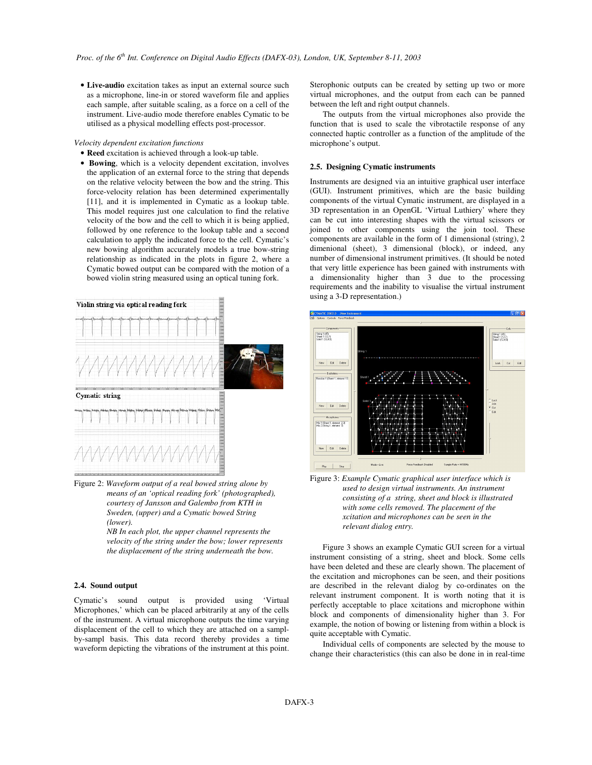- **Live-audio** excitation takes as input an external source such as a microphone, line-in or stored waveform file and applies each sample, after suitable scaling, as a force on a cell of the instrument. Live-audio mode therefore enables Cymatic to be utilised as a physical modelling effects post-processor.

*Velocity dependent excitation functions*

- **Reed** excitation is achieved through a look-up table.
- **Bowing**, which is a velocity dependent excitation, involves the application of an external force to the string that depends on the relative velocity between the bow and the string. This force-velocity relation has been determined experimentally [11], and it is implemented in Cymatic as a lookup table. This model requires just one calculation to find the relative velocity of the bow and the cell to which it is being applied, followed by one reference to the lookup table and a second calculation to apply the indicated force to the cell. Cymatic's new bowing algorithm accurately models a true bow-string relationship as indicated in the plots in figure 2, where a Cymatic bowed output can be compared with the motion of a bowed violin string measured using an optical tuning fork.

Figure 2: *Waveform output of a real bowed string alone by means of an 'optical reading fork' (photographed), courtesy of Jansson and Galembo from KTH in Sweden, (upper) and a Cymatic bowed String (lower).*
*NB In each plot, the upper channel represents the velocity of the string under the bow; lower represents the displacement of the string underneath the bow.*

### 2.4. Sound output

Cymatic's sound output is provided using 'Virtual Microphones,' which can be placed arbitrarily at any of the cells of the instrument. A virtual microphone outputs the time varying displacement of the cell to which they are attached on a sampl-by-sampl basis. This data record thereby provides a time waveform depicting the vibrations of the instrument at this point. Sterophonic outputs can be created by setting up two or more virtual microphones, and the output from each can be panned between the left and right output channels.

The outputs from the virtual microphones also provide the function that is used to scale the vibrotactile response of any connected haptic controller as a function of the amplitude of the microphone's output.

### 2.5. Designing Cymatic instruments

Instruments are designed via an intuitive graphical user interface (GUI). Instrument primitives, which are the basic building components of the virtual Cymatic instrument, are displayed in a 3D representation in an OpenGL 'Virtual Luthiery' where they can be cut into interesting shapes with the virtual scissors or joined to other components using the join tool. These components are available in the form of 1 dimensional (string), 2 dimenional (sheet), 3 dimensional (block), or indeed, any number of dimensional instrument primitives. (It should be noted that very little experience has been gained with instruments with a dimensionality higher than 3 due to the processing requirements and the inability to visualise the virtual instrument using a 3-D representation.)

Figure 3: *Example Cymatic graphical user interface which is used to design virtual instruments. An instrument consisting of a string, sheet and block is illustrated with some cells removed. The placement of the xcitation and microphones can be seen in the relevant dialog entry.*

Figure 3 shows an example Cymatic GUI screen for a virtual instrument consisting of a string, sheet and block. Some cells have been deleted and these are clearly shown. The placement of the excitation and microphones can be seen, and their positions are described in the relevant dialog by co-ordinates on the relevant instrument component. It is worth noting that it is perfectly acceptable to place xcitations and microphone within block and components of dimensionality higher than 3. For example, the notion of bowing or listening from within a block is quite acceptable with Cymatic.

Individual cells of components are selected by the mouse to change their characteristics (this can also be done in in real-time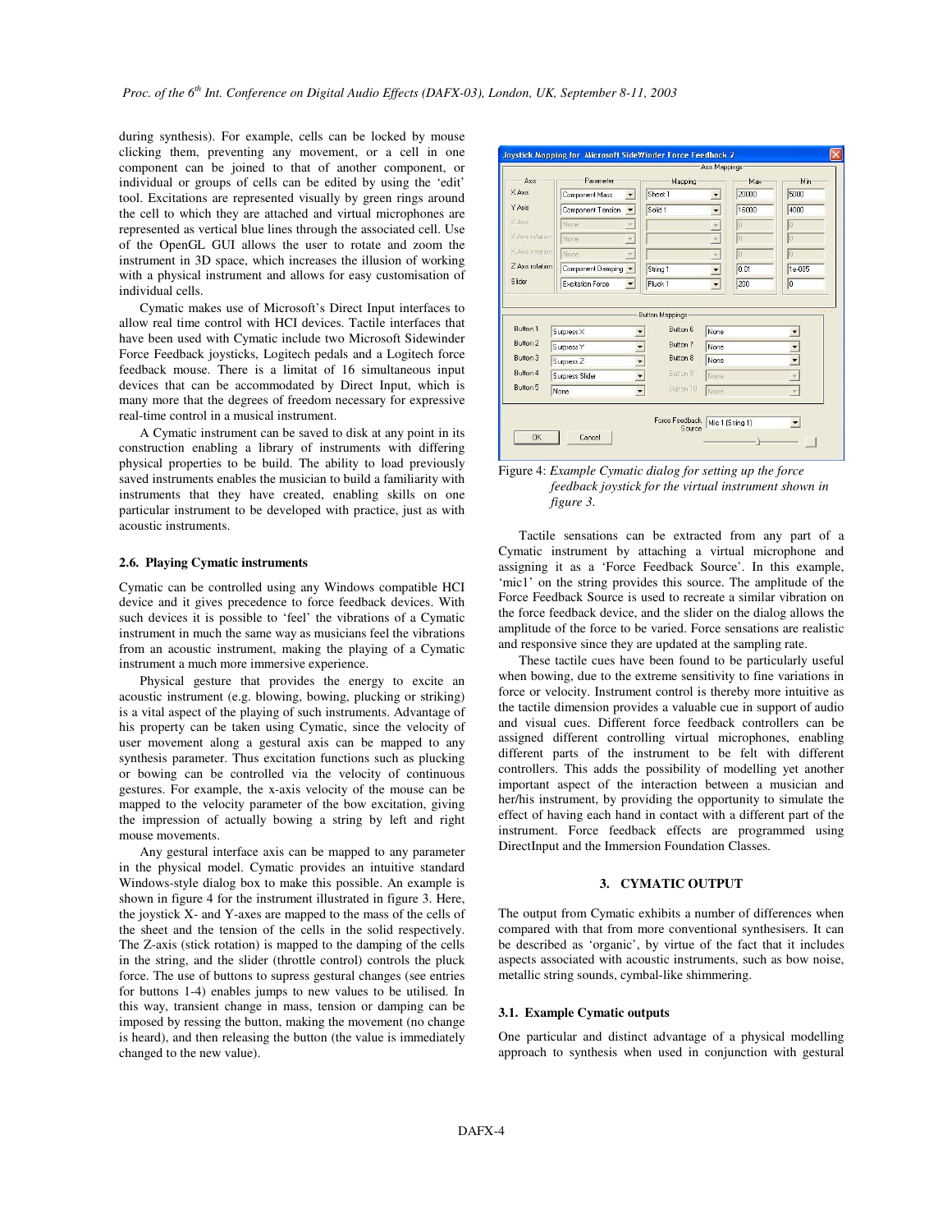during synthesis). For example, cells can be locked by mouse clicking them, preventing any movement, or a cell in one component can be joined to that of another component, or individual or groups of cells can be edited by using the 'edit' tool. Excitations are represented visually by green rings around the cell to which they are attached and virtual microphones are represented as vertical blue lines through the associated cell. Use of the OpenGL GUI allows the user to rotate and zoom the instrument in 3D space, which increases the illusion of working with a physical instrument and allows for easy customisation of individual cells.

Cymatic makes use of Microsoft's Direct Input interfaces to allow real time control with HCI devices. Tactile interfaces that have been used with Cymatic include two Microsoft Sidewinder Force Feedback joysticks, Logitech pedals and a Logitech force feedback mouse. There is a limitat of 16 simultaneous input devices that can be accommodated by Direct Input, which is many more that the degrees of freedom necessary for expressive real-time control in a musical instrument.

A Cymatic instrument can be saved to disk at any point in its construction enabling a library of instruments with differing physical properties to be build. The ability to load previously saved instruments enables the musician to build a familiarity with instruments that they have created, enabling skills on one particular instrument to be developed with practice, just as with acoustic instruments.

### 2.6. Playing Cymatic instruments

Cymatic can be controlled using any Windows compatible HCI device and it gives precedence to force feedback devices. With such devices it is possible to 'feel' the vibrations of a Cymatic instrument in much the same way as musicians feel the vibrations from an acoustic instrument, making the playing of a Cymatic instrument a much more immersive experience.

Physical gesture that provides the energy to excite an acoustic instrument (e.g. blowing, bowing, plucking or striking) is a vital aspect of the playing of such instruments. Advantage of his property can be taken using Cymatic, since the velocity of user movement along a gestural axis can be mapped to any synthesis parameter. Thus excitation functions such as plucking or bowing can be controlled via the velocity of continuous gestures. For example, the x-axis velocity of the mouse can be mapped to the velocity parameter of the bow excitation, giving the impression of actually bowing a string by left and right mouse movements.

Any gestural interface axis can be mapped to any parameter in the physical model. Cymatic provides an intuitive standard Windows-style dialog box to make this possible. An example is shown in figure 4 for the instrument illustrated in figure 3. Here, the joystick X- and Y-axes are mapped to the mass of the cells of the sheet and the tension of the cells in the solid respectively. The Z-axis (stick rotation) is mapped to the damping of the cells in the string, and the slider (throttle control) controls the pluck force. The use of buttons to supress gestural changes (see entries for buttons 1-4) enables jumps to new values to be utilised. In this way, transient change in mass, tension or damping can be imposed by ressing the button, making the movement (no change is heard), and then releasing the button (the value is immediately changed to the new value).

**Joystick Mapping for Microsoft SideWinder Force Feedback 2**

Axis Mappings

| Axis | Parameter | Mapping | Max | Min |
|---|---|---|---|---|
| X Axis | Component Mass | Sheet 1 | 20000 | 5000 |
| Y Axis | Component Tension | Solid 1 | 16000 | 4000 |
| Z Axis | None | | 0 | 0 |
| Y Axis rotation | None | | 0 | 0 |
| X Axis rotation | None | | 0 | 0 |
| Z Axis rotation | Component Damping | String 1 | 0.01 | 1e-005 |
| Slider | Excitation Force | Pluck 1 | 200 | 0 |

Button Mappings

| Button | Mapping | Button | Mapping |
|---|---|---|---|
| Button 1 | Supress X | Button 6 | None |
| Button 2 | Supress Y | Button 7 | None |
| Button 3 | Supress Z | Button 8 | None |
| Button 4 | Supress Slider | Button 9 | None |
| Button 5 | None | Button 10 | None |

Force Feedback Source: Mic 1 (String 1)

OK Cancel

Figure 4: *Example Cymatic dialog for setting up the force feedback joystick for the virtual instrument shown in figure 3.*

Tactile sensations can be extracted from any part of a Cymatic instrument by attaching a virtual microphone and assigning it as a 'Force Feedback Source'. In this example, 'mic1' on the string provides this source. The amplitude of the Force Feedback Source is used to recreate a similar vibration on the force feedback device, and the slider on the dialog allows the amplitude of the force to be varied. Force sensations are realistic and responsive since they are updated at the sampling rate.

These tactile cues have been found to be particularly useful when bowing, due to the extreme sensitivity to fine variations in force or velocity. Instrument control is thereby more intuitive as the tactile dimension provides a valuable cue in support of audio and visual cues. Different force feedback controllers can be assigned different controlling virtual microphones, enabling different parts of the instrument to be felt with different controllers. This adds the possibility of modelling yet another important aspect of the interaction between a musician and her/his instrument, by providing the opportunity to simulate the effect of having each hand in contact with a different part of the instrument. Force feedback effects are programmed using DirectInput and the Immersion Foundation Classes.

## 3. CYMATIC OUTPUT

The output from Cymatic exhibits a number of differences when compared with that from more conventional synthesisers. It can be described as 'organic', by virtue of the fact that it includes aspects associated with acoustic instruments, such as bow noise, metallic string sounds, cymbal-like shimmering.

### 3.1. Example Cymatic outputs

One particular and distinct advantage of a physical modelling approach to synthesis when used in conjunction with gestural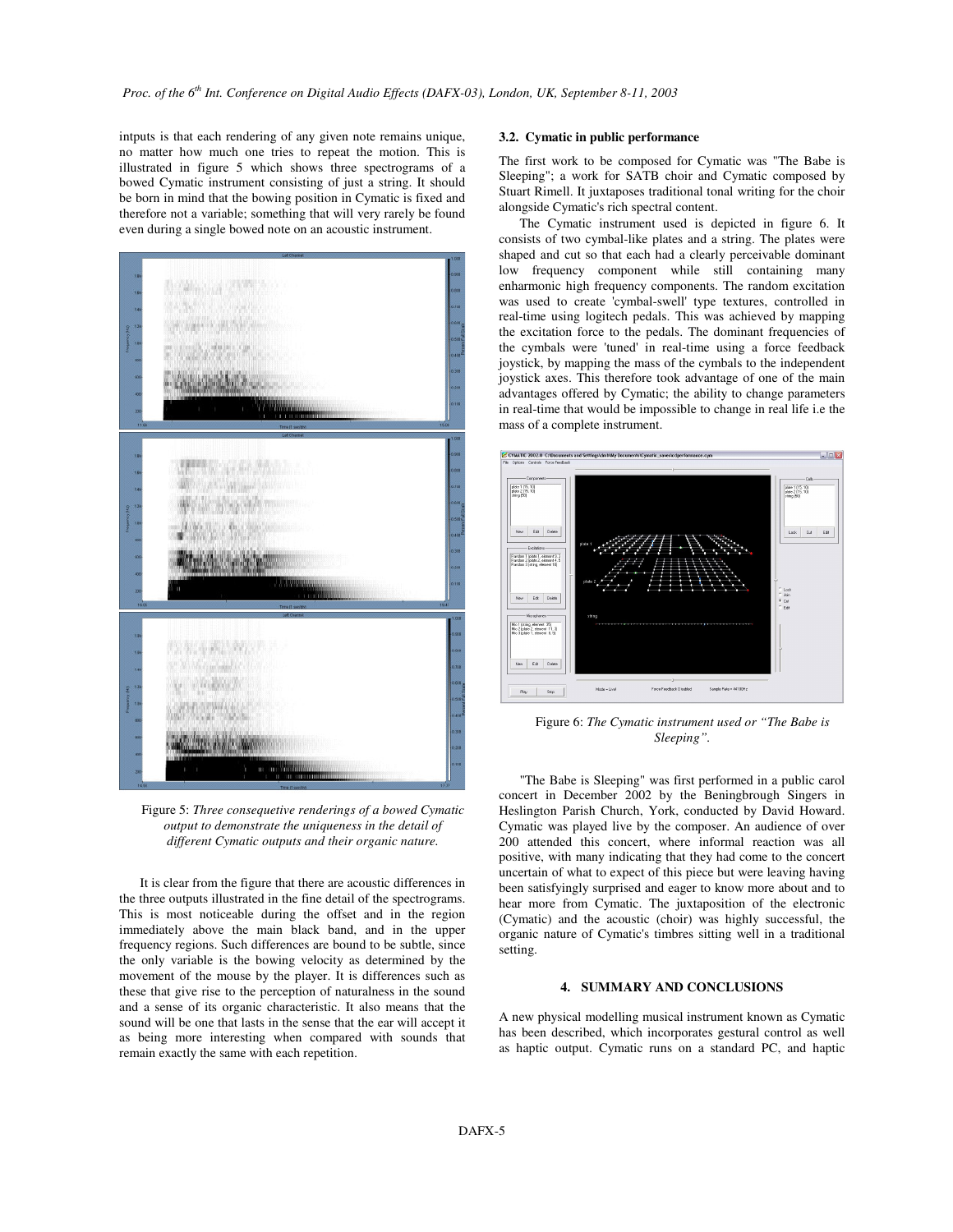intputs is that each rendering of any given note remains unique, no matter how much one tries to repeat the motion. This is illustrated in figure 5 which shows three spectrograms of a bowed Cymatic instrument consisting of just a string. It should be born in mind that the bowing position in Cymatic is fixed and therefore not a variable; something that will very rarely be found even during a single bowed note on an acoustic instrument.

Figure 5: *Three consequetive renderings of a bowed Cymatic output to demonstrate the uniqueness in the detail of different Cymatic outputs and their organic nature.*

It is clear from the figure that there are acoustic differences in the three outputs illustrated in the fine detail of the spectrograms. This is most noticeable during the offset and in the region immediately above the main black band, and in the upper frequency regions. Such differences are bound to be subtle, since the only variable is the bowing velocity as determined by the movement of the mouse by the player. It is differences such as these that give rise to the perception of naturalness in the sound and a sense of its organic characteristic. It also means that the sound will be one that lasts in the sense that the ear will accept it as being more interesting when compared with sounds that remain exactly the same with each repetition.

### 3.2. Cymatic in public performance

The first work to be composed for Cymatic was "The Babe is Sleeping"; a work for SATB choir and Cymatic composed by Stuart Rimell. It juxtaposes traditional tonal writing for the choir alongside Cymatic's rich spectral content.

The Cymatic instrument used is depicted in figure 6. It consists of two cymbal-like plates and a string. The plates were shaped and cut so that each had a clearly perceivable dominant low frequency component while still containing many enharmonic high frequency components. The random excitation was used to create 'cymbal-swell' type textures, controlled in real-time using logitech pedals. This was achieved by mapping the excitation force to the pedals. The dominant frequencies of the cymbals were 'tuned' in real-time using a force feedback joystick, by mapping the mass of the cymbals to the independent joystick axes. This therefore took advantage of one of the main advantages offered by Cymatic; the ability to change parameters in real-time that would be impossible to change in real life i.e the mass of a complete instrument.

Figure 6: *The Cymatic instrument used or "The Babe is Sleeping".*

"The Babe is Sleeping" was first performed in a public carol concert in December 2002 by the Beningbrough Singers in Heslington Parish Church, York, conducted by David Howard. Cymatic was played live by the composer. An audience of over 200 attended this concert, where informal reaction was all positive, with many indicating that they had come to the concert uncertain of what to expect of this piece but were leaving having been satisfyingly surprised and eager to know more about and to hear more from Cymatic. The juxtaposition of the electronic (Cymatic) and the acoustic (choir) was highly successful, the organic nature of Cymatic's timbres sitting well in a traditional setting.

## 4. SUMMARY AND CONCLUSIONS

A new physical modelling musical instrument known as Cymatic has been described, which incorporates gestural control as well as haptic output. Cymatic runs on a standard PC, and haptic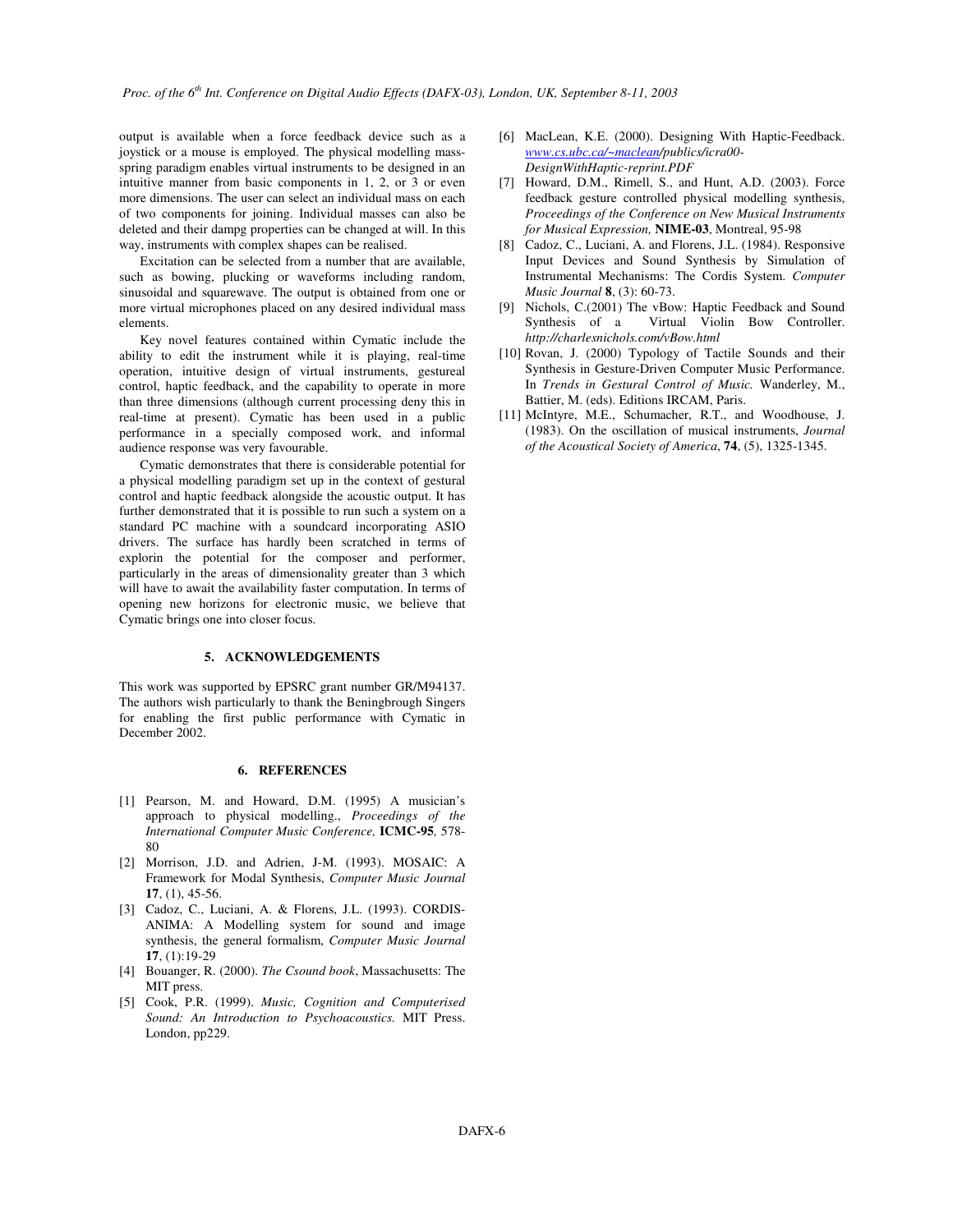output is available when a force feedback device such as a joystick or a mouse is employed. The physical modelling mass-spring paradigm enables virtual instruments to be designed in an intuitive manner from basic components in 1, 2, or 3 or even more dimensions. The user can select an individual mass on each of two components for joining. Individual masses can also be deleted and their dampg properties can be changed at will. In this way, instruments with complex shapes can be realised.

Excitation can be selected from a number that are available, such as bowing, plucking or waveforms including random, sinusoidal and squarewave. The output is obtained from one or more virtual microphones placed on any desired individual mass elements.

Key novel features contained within Cymatic include the ability to edit the instrument while it is playing, real-time operation, intuitive design of virtual instruments, gestureal control, haptic feedback, and the capability to operate in more than three dimensions (although current processing deny this in real-time at present). Cymatic has been used in a public performance in a specially composed work, and informal audience response was very favourable.

Cymatic demonstrates that there is considerable potential for a physical modelling paradigm set up in the context of gestural control and haptic feedback alongside the acoustic output. It has further demonstrated that it is possible to run such a system on a standard PC machine with a soundcard incorporating ASIO drivers. The surface has hardly been scratched in terms of explorin the potential for the composer and performer, particularly in the areas of dimensionality greater than 3 which will have to await the availability faster computation. In terms of opening new horizons for electronic music, we believe that Cymatic brings one into closer focus.

## 5. ACKNOWLEDGEMENTS

This work was supported by EPSRC grant number GR/M94137. The authors wish particularly to thank the Beningbrough Singers for enabling the first public performance with Cymatic in December 2002.

## 6. REFERENCES

[1] Pearson, M. and Howard, D.M. (1995) A musician's approach to physical modelling., *Proceedings of the International Computer Music Conference,* **ICMC-95***,* 578-80

[2] Morrison, J.D. and Adrien, J-M. (1993). MOSAIC: A Framework for Modal Synthesis, *Computer Music Journal* **17**, (1), 45-56.

[3] Cadoz, C., Luciani, A. & Florens, J.L. (1993). CORDIS-ANIMA: A Modelling system for sound and image synthesis, the general formalism, *Computer Music Journal* **17**, (1):19-29

[4] Bouanger, R. (2000). *The Csound book*, Massachusetts: The MIT press.

[5] Cook, P.R. (1999). *Music, Cognition and Computerised Sound: An Introduction to Psychoacoustics.* MIT Press. London, pp229.

[6] MacLean, K.E. (2000). Designing With Haptic-Feedback. *www.cs.ubc.ca/~maclean/publics/icra00-DesignWithHaptic-reprint.PDF*

[7] Howard, D.M., Rimell, S., and Hunt, A.D. (2003). Force feedback gesture controlled physical modelling synthesis, *Proceedings of the Conference on New Musical Instruments for Musical Expression,* **NIME-03**, Montreal, 95-98

[8] Cadoz, C., Luciani, A. and Florens, J.L. (1984). Responsive Input Devices and Sound Synthesis by Simulation of Instrumental Mechanisms: The Cordis System. *Computer Music Journal* **8**, (3): 60-73.

[9] Nichols, C.(2001) The vBow: Haptic Feedback and Sound Synthesis of a Virtual Violin Bow Controller. *http://charlesnichols.com/vBow.html*

[10] Rovan, J. (2000) Typology of Tactile Sounds and their Synthesis in Gesture-Driven Computer Music Performance. In *Trends in Gestural Control of Music.* Wanderley, M., Battier, M. (eds). Editions IRCAM, Paris.

[11] McIntyre, M.E., Schumacher, R.T., and Woodhouse, J. (1983). On the oscillation of musical instruments, *Journal of the Acoustical Society of America*, **74**, (5), 1325-1345.